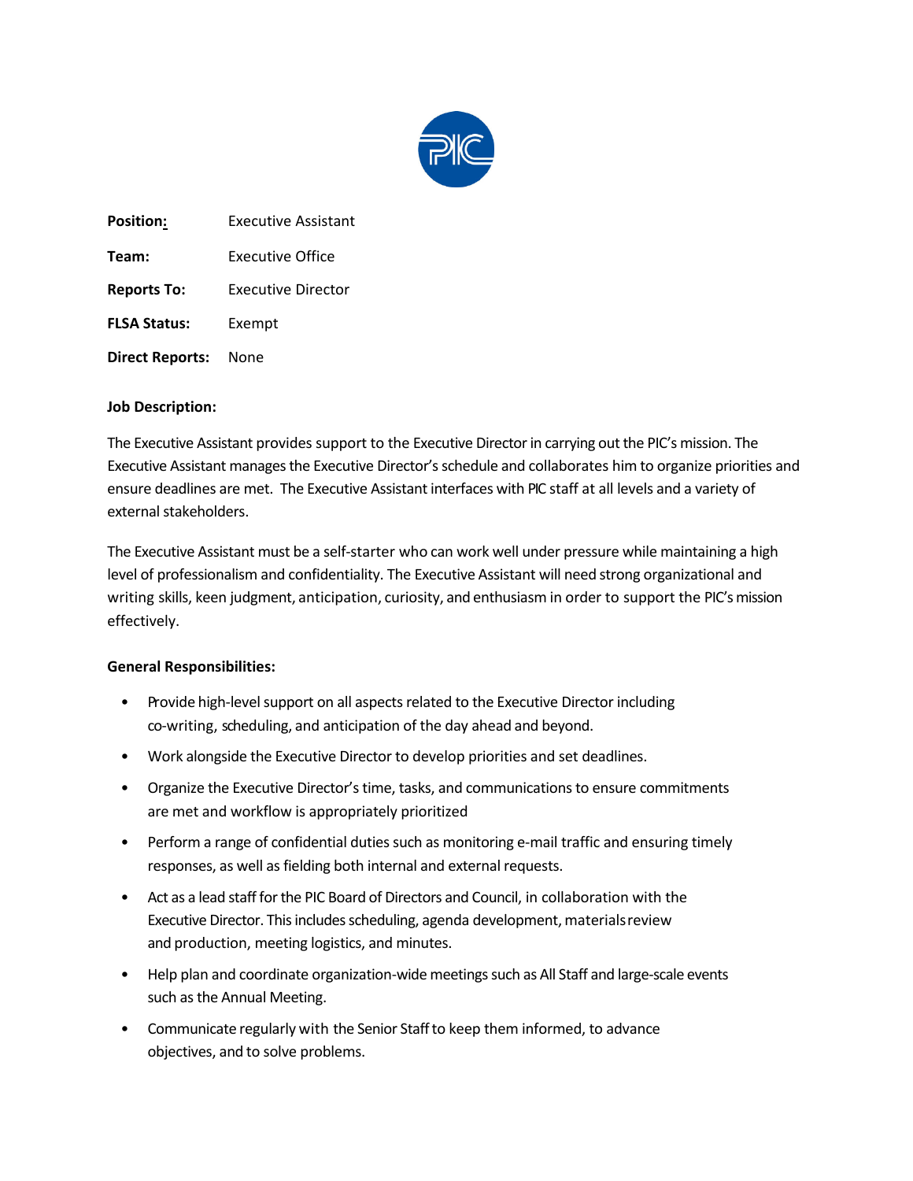**Position:** Executive Assistant

**Team:** Executive Office

**Reports To:** Executive Director

**FLSA Status:** Exempt

**Direct Reports:** None

**Job Description:**

The Executive Assistant provides support to the Executive Director in carrying out the PIC's mission. The Executive Assistant manages the Executive Director's schedule and collaborates him to organize priorities and ensure deadlines are met. The Executive Assistant interfaces with PIC staff at all levels and a variety of external stakeholders.

The Executive Assistant must be a self-starter who can work well under pressure while maintaining a high level of professionalism and confidentiality. The Executive Assistant will need strong organizational and writing skills, keen judgment, anticipation, curiosity, and enthusiasm in order to support the PIC's mission effectively.

**General Responsibilities:**

- Provide high-level support on all aspects related to the Executive Director including co-writing, scheduling, and anticipation of the day ahead and beyond.
- Work alongside the Executive Director to develop priorities and set deadlines.
- Organize the Executive Director's time, tasks, and communications to ensure commitments are met and workflow is appropriately prioritized
- Perform a range of confidential duties such as monitoring e-mail traffic and ensuring timely responses, as well as fielding both internal and external requests.
- Act as a lead staff for the PIC Board of Directors and Council, in collaboration with the Executive Director. This includes scheduling, agenda development, materials review and production, meeting logistics, and minutes.
- Help plan and coordinate organization-wide meetings such as All Staff and large-scale events such as the Annual Meeting.
- Communicate regularly with the Senior Staff to keep them informed, to advance objectives, and to solve problems.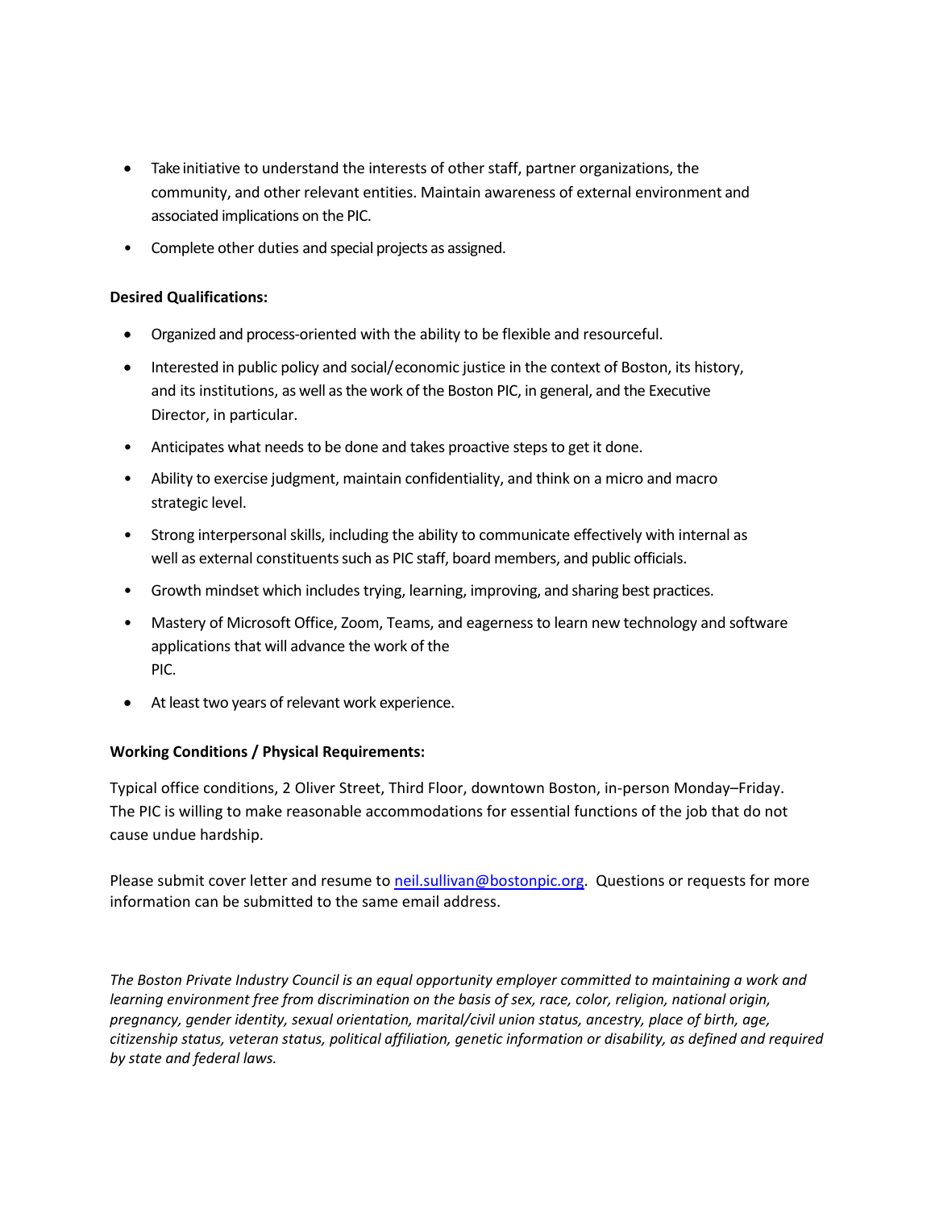- Take initiative to understand the interests of other staff, partner organizations, the community, and other relevant entities. Maintain awareness of external environment and associated implications on the PIC.
- Complete other duties and special projects as assigned.

**Desired Qualifications:**

- Organized and process-oriented with the ability to be flexible and resourceful.
- Interested in public policy and social/economic justice in the context of Boston, its history, and its institutions, as well as the work of the Boston PIC, in general, and the Executive Director, in particular.
- Anticipates what needs to be done and takes proactive steps to get it done.
- Ability to exercise judgment, maintain confidentiality, and think on a micro and macro strategic level.
- Strong interpersonal skills, including the ability to communicate effectively with internal as well as external constituents such as PIC staff, board members, and public officials.
- Growth mindset which includes trying, learning, improving, and sharing best practices.
- Mastery of Microsoft Office, Zoom, Teams, and eagerness to learn new technology and software applications that will advance the work of the PIC.
- At least two years of relevant work experience.

**Working Conditions / Physical Requirements:**

Typical office conditions, 2 Oliver Street, Third Floor, downtown Boston, in-person Monday–Friday. The PIC is willing to make reasonable accommodations for essential functions of the job that do not cause undue hardship.

Please submit cover letter and resume to neil.sullivan@bostonpic.org. Questions or requests for more information can be submitted to the same email address.

*The Boston Private Industry Council is an equal opportunity employer committed to maintaining a work and learning environment free from discrimination on the basis of sex, race, color, religion, national origin, pregnancy, gender identity, sexual orientation, marital/civil union status, ancestry, place of birth, age, citizenship status, veteran status, political affiliation, genetic information or disability, as defined and required by state and federal laws.*